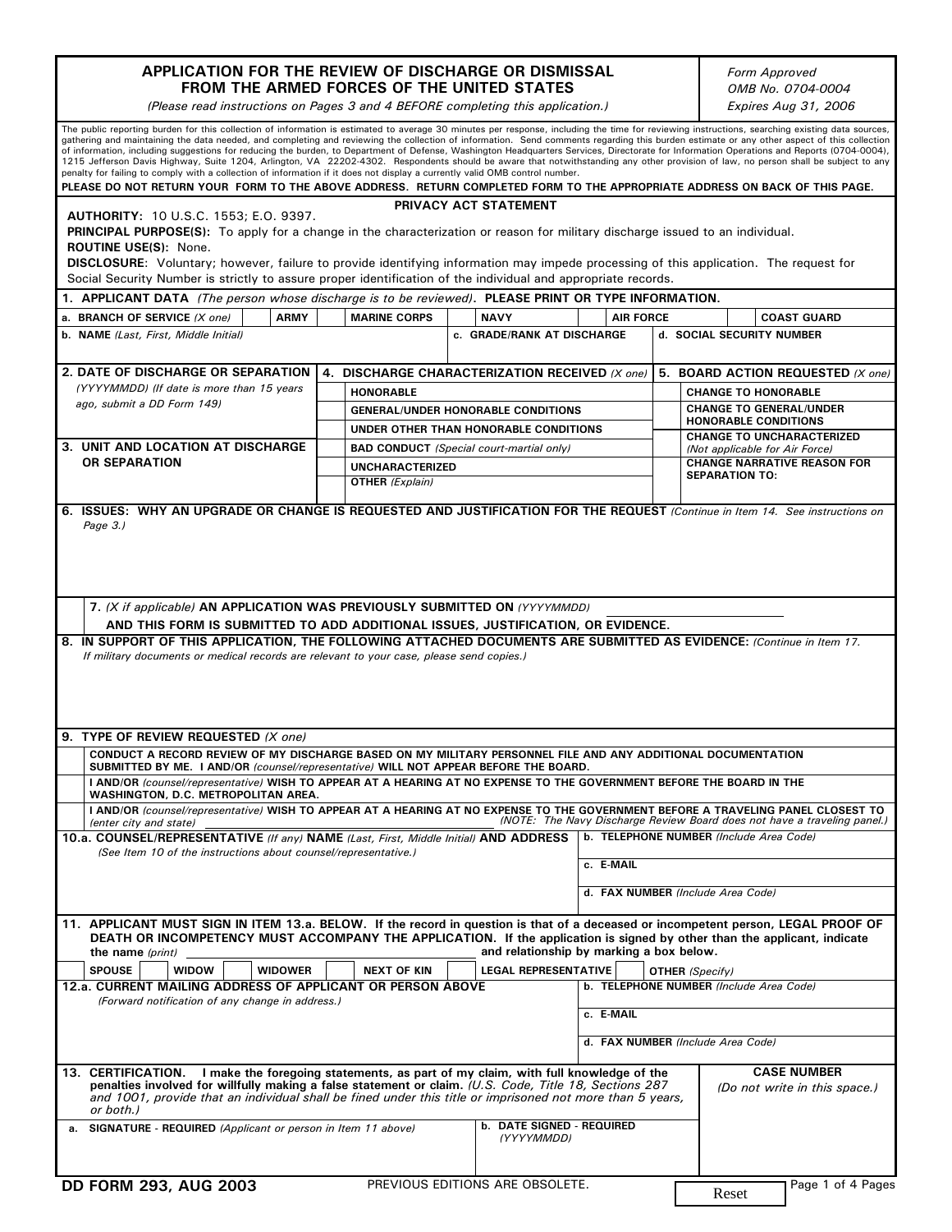# APPLICATION FOR THE REVIEW OF DISCHARGE OR DISMISSAL FROM THE ARMED FORCES OF THE UNITED STATES

*(Please read instructions on Pages 3 and 4 BEFORE completing this application.)*

*Form Approved*
*OMB No. 0704-0004*
*Expires Aug 31, 2006*

The public reporting burden for this collection of information is estimated to average 30 minutes per response, including the time for reviewing instructions, searching existing data sources, gathering and maintaining the data needed, and completing and reviewing the collection of information. Send comments regarding this burden estimate or any other aspect of this collection of information, including suggestions for reducing the burden, to Department of Defense, Washington Headquarters Services, Directorate for Information Operations and Reports (0704-0004), 1215 Jefferson Davis Highway, Suite 1204, Arlington, VA 22202-4302. Respondents should be aware that notwithstanding any other provision of law, no person shall be subject to any penalty for failing to comply with a collection of information if it does not display a currently valid OMB control number.

**PLEASE DO NOT RETURN YOUR FORM TO THE ABOVE ADDRESS. RETURN COMPLETED FORM TO THE APPROPRIATE ADDRESS ON BACK OF THIS PAGE.**

## PRIVACY ACT STATEMENT

**AUTHORITY:** 10 U.S.C. 1553; E.O. 9397.

**PRINCIPAL PURPOSE(S):** To apply for a change in the characterization or reason for military discharge issued to an individual.

**ROUTINE USE(S):** None.

**DISCLOSURE**: Voluntary; however, failure to provide identifying information may impede processing of this application. The request for Social Security Number is strictly to assure proper identification of the individual and appropriate records.

**1. APPLICANT DATA** *(The person whose discharge is to be reviewed)*. **PLEASE PRINT OR TYPE INFORMATION.**

**a. BRANCH OF SERVICE** *(X one)*

| | ARMY | | MARINE CORPS | | NAVY | | AIR FORCE | | COAST GUARD |
|---|---|---|---|---|---|---|---|---|---|
| | | | | | | | | | |

| b. NAME *(Last, First, Middle Initial)* | c. GRADE/RANK AT DISCHARGE | d. SOCIAL SECURITY NUMBER |
|---|---|---|
| | | |

**2. DATE OF DISCHARGE OR SEPARATION** *(YYYYMMDD) (If date is more than 15 years ago, submit a DD Form 149)*

**3. UNIT AND LOCATION AT DISCHARGE OR SEPARATION**

**4. DISCHARGE CHARACTERIZATION RECEIVED** *(X one)*

| | |
|---|---|
| | HONORABLE |
| | GENERAL/UNDER HONORABLE CONDITIONS |
| | UNDER OTHER THAN HONORABLE CONDITIONS |
| | BAD CONDUCT *(Special court-martial only)* |
| | UNCHARACTERIZED |
| | OTHER *(Explain)* |

**5. BOARD ACTION REQUESTED** *(X one)*

| | |
|---|---|
| | CHANGE TO HONORABLE |
| | CHANGE TO GENERAL/UNDER HONORABLE CONDITIONS |
| | CHANGE TO UNCHARACTERIZED *(Not applicable for Air Force)* |
| | CHANGE NARRATIVE REASON FOR SEPARATION TO: |

**6. ISSUES: WHY AN UPGRADE OR CHANGE IS REQUESTED AND JUSTIFICATION FOR THE REQUEST** *(Continue in Item 14. See instructions on Page 3.)*

**7.** *(X if applicable)* **AN APPLICATION WAS PREVIOUSLY SUBMITTED ON** *(YYYYMMDD)* ____________ **AND THIS FORM IS SUBMITTED TO ADD ADDITIONAL ISSUES, JUSTIFICATION, OR EVIDENCE.**

**8. IN SUPPORT OF THIS APPLICATION, THE FOLLOWING ATTACHED DOCUMENTS ARE SUBMITTED AS EVIDENCE:** *(Continue in Item 17. If military documents or medical records are relevant to your case, please send copies.)*

**9. TYPE OF REVIEW REQUESTED** *(X one)*

| | |
|---|---|
| | CONDUCT A RECORD REVIEW OF MY DISCHARGE BASED ON MY MILITARY PERSONNEL FILE AND ANY ADDITIONAL DOCUMENTATION SUBMITTED BY ME. I AND/OR *(counsel/representative)* WILL NOT APPEAR BEFORE THE BOARD. |
| | I AND/OR *(counsel/representative)* WISH TO APPEAR AT A HEARING AT NO EXPENSE TO THE GOVERNMENT BEFORE THE BOARD IN THE WASHINGTON, D.C. METROPOLITAN AREA. |
| | I AND/OR *(counsel/representative)* WISH TO APPEAR AT A HEARING AT NO EXPENSE TO THE GOVERNMENT BEFORE A TRAVELING PANEL CLOSEST TO *(enter city and state)* ____________ *(NOTE: The Navy Discharge Review Board does not have a traveling panel.)* |

| 10.a. COUNSEL/REPRESENTATIVE *(If any)* NAME *(Last, First, Middle Initial)* AND ADDRESS *(See Item 10 of the instructions about counsel/representative.)* | b. TELEPHONE NUMBER *(Include Area Code)* |
|---|---|
| | c. E-MAIL |
| | d. FAX NUMBER *(Include Area Code)* |

**11. APPLICANT MUST SIGN IN ITEM 13.a. BELOW. If the record in question is that of a deceased or incompetent person, LEGAL PROOF OF DEATH OR INCOMPETENCY MUST ACCOMPANY THE APPLICATION. If the application is signed by other than the applicant, indicate the name** *(print)* ____________ **and relationship by marking a box below.**

| SPOUSE | | WIDOW | | WIDOWER | | NEXT OF KIN | | LEGAL REPRESENTATIVE | | OTHER *(Specify)* |
|---|---|---|---|---|---|---|---|---|---|---|
| | | | | | | | | | | |

| 12.a. CURRENT MAILING ADDRESS OF APPLICANT OR PERSON ABOVE *(Forward notification of any change in address.)* | b. TELEPHONE NUMBER *(Include Area Code)* |
|---|---|
| | c. E-MAIL |
| | d. FAX NUMBER *(Include Area Code)* |

**13. CERTIFICATION. I make the foregoing statements, as part of my claim, with full knowledge of the penalties involved for willfully making a false statement or claim.** *(U.S. Code, Title 18, Sections 287 and 1001, provide that an individual shall be fined under this title or imprisoned not more than 5 years, or both.)*

| a. SIGNATURE - REQUIRED *(Applicant or person in Item 11 above)* | b. DATE SIGNED - REQUIRED *(YYYYMMDD)* | CASE NUMBER *(Do not write in this space.)* |
|---|---|---|
| | | |

**DD FORM 293, AUG 2003** PREVIOUS EDITIONS ARE OBSOLETE.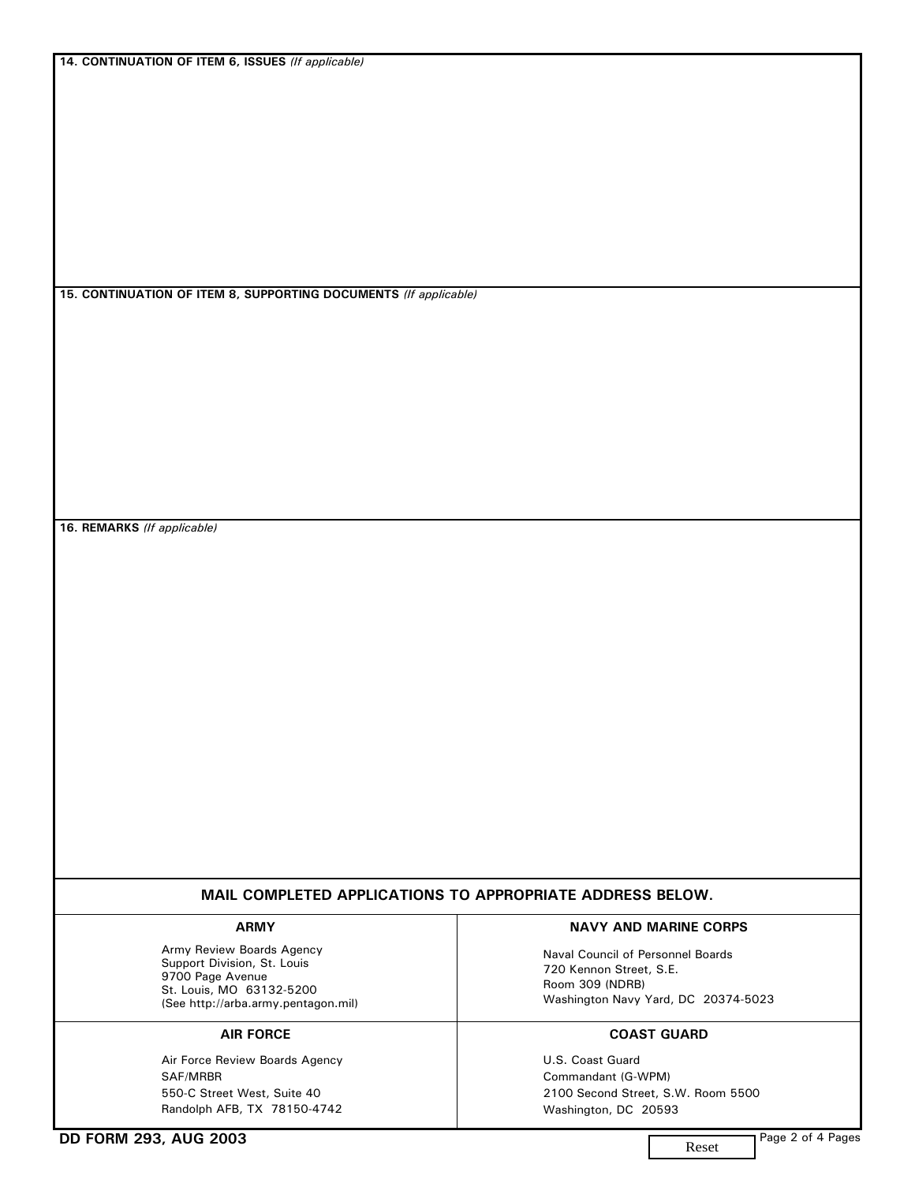**14. CONTINUATION OF ITEM 6, ISSUES** *(If applicable)*

**15. CONTINUATION OF ITEM 8, SUPPORTING DOCUMENTS** *(If applicable)*

**16. REMARKS** *(If applicable)*

## MAIL COMPLETED APPLICATIONS TO APPROPRIATE ADDRESS BELOW.

| ARMY | NAVY AND MARINE CORPS |
|---|---|
| Army Review Boards Agency<br>Support Division, St. Louis<br>9700 Page Avenue<br>St. Louis, MO 63132-5200<br>(See http://arba.army.pentagon.mil) | Naval Council of Personnel Boards<br>720 Kennon Street, S.E.<br>Room 309 (NDRB)<br>Washington Navy Yard, DC 20374-5023 |
| **AIR FORCE** | **COAST GUARD** |
| Air Force Review Boards Agency<br>SAF/MRBR<br>550-C Street West, Suite 40<br>Randolph AFB, TX 78150-4742 | U.S. Coast Guard<br>Commandant (G-WPM)<br>2100 Second Street, S.W. Room 5500<br>Washington, DC 20593 |

**DD FORM 293, AUG 2003**

Reset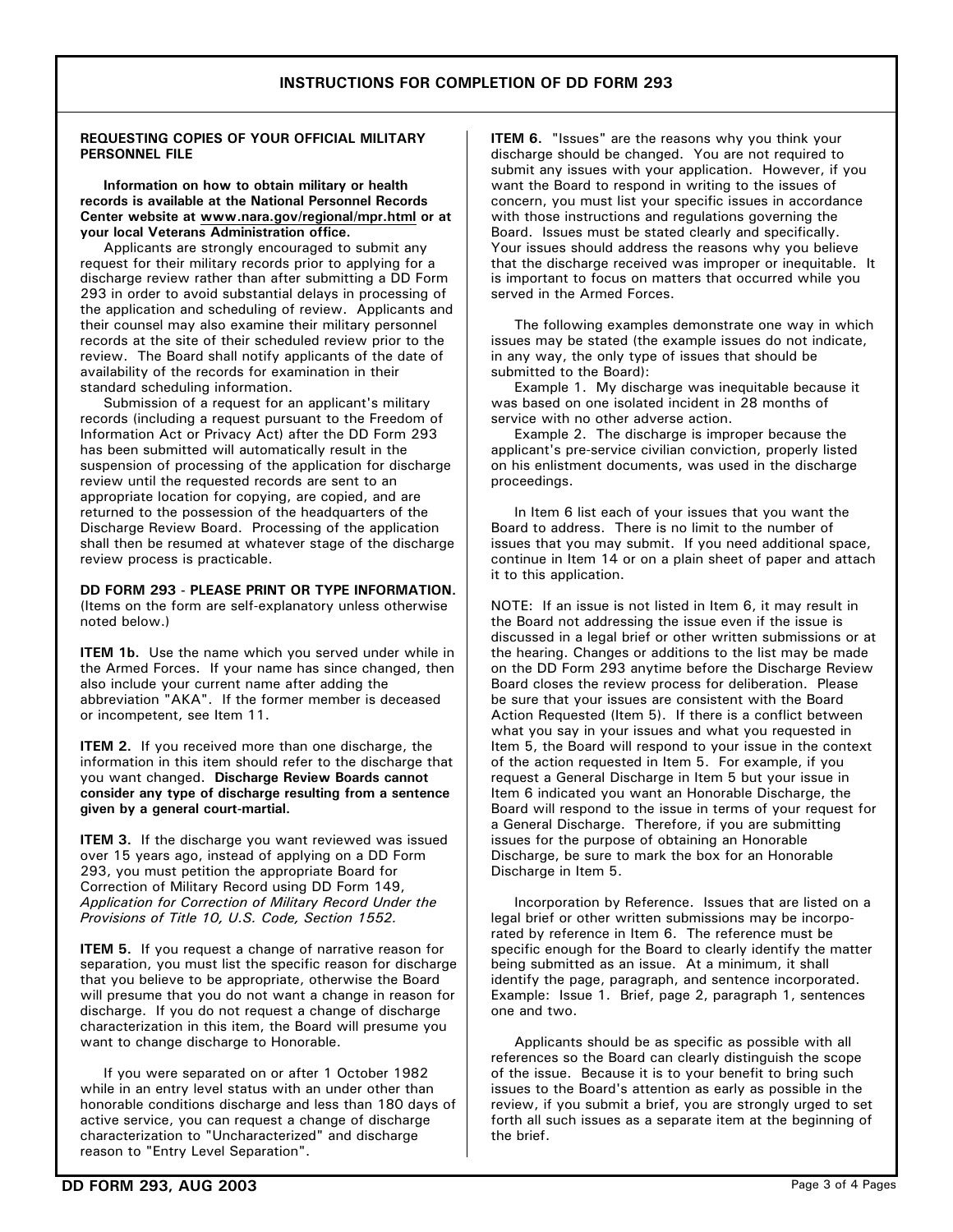# INSTRUCTIONS FOR COMPLETION OF DD FORM 293

**REQUESTING COPIES OF YOUR OFFICIAL MILITARY PERSONNEL FILE**

**Information on how to obtain military or health records is available at the National Personnel Records Center website at www.nara.gov/regional/mpr.html or at your local Veterans Administration office.**

Applicants are strongly encouraged to submit any request for their military records prior to applying for a discharge review rather than after submitting a DD Form 293 in order to avoid substantial delays in processing of the application and scheduling of review. Applicants and their counsel may also examine their military personnel records at the site of their scheduled review prior to the review. The Board shall notify applicants of the date of availability of the records for examination in their standard scheduling information.

Submission of a request for an applicant's military records (including a request pursuant to the Freedom of Information Act or Privacy Act) after the DD Form 293 has been submitted will automatically result in the suspension of processing of the application for discharge review until the requested records are sent to an appropriate location for copying, are copied, and are returned to the possession of the headquarters of the Discharge Review Board. Processing of the application shall then be resumed at whatever stage of the discharge review process is practicable.

**DD FORM 293 - PLEASE PRINT OR TYPE INFORMATION.** (Items on the form are self-explanatory unless otherwise noted below.)

**ITEM 1b.** Use the name which you served under while in the Armed Forces. If your name has since changed, then also include your current name after adding the abbreviation "AKA". If the former member is deceased or incompetent, see Item 11.

**ITEM 2.** If you received more than one discharge, the information in this item should refer to the discharge that you want changed. **Discharge Review Boards cannot consider any type of discharge resulting from a sentence given by a general court-martial.**

**ITEM 3.** If the discharge you want reviewed was issued over 15 years ago, instead of applying on a DD Form 293, you must petition the appropriate Board for Correction of Military Record using DD Form 149, *Application for Correction of Military Record Under the Provisions of Title 10, U.S. Code, Section 1552.*

**ITEM 5.** If you request a change of narrative reason for separation, you must list the specific reason for discharge that you believe to be appropriate, otherwise the Board will presume that you do not want a change in reason for discharge. If you do not request a change of discharge characterization in this item, the Board will presume you want to change discharge to Honorable.

If you were separated on or after 1 October 1982 while in an entry level status with an under other than honorable conditions discharge and less than 180 days of active service, you can request a change of discharge characterization to "Uncharacterized" and discharge reason to "Entry Level Separation".

**ITEM 6.** "Issues" are the reasons why you think your discharge should be changed. You are not required to submit any issues with your application. However, if you want the Board to respond in writing to the issues of concern, you must list your specific issues in accordance with those instructions and regulations governing the Board. Issues must be stated clearly and specifically. Your issues should address the reasons why you believe that the discharge received was improper or inequitable. It is important to focus on matters that occurred while you served in the Armed Forces.

The following examples demonstrate one way in which issues may be stated (the example issues do not indicate, in any way, the only type of issues that should be submitted to the Board):

Example 1. My discharge was inequitable because it was based on one isolated incident in 28 months of service with no other adverse action.

Example 2. The discharge is improper because the applicant's pre-service civilian conviction, properly listed on his enlistment documents, was used in the discharge proceedings.

In Item 6 list each of your issues that you want the Board to address. There is no limit to the number of issues that you may submit. If you need additional space, continue in Item 14 or on a plain sheet of paper and attach it to this application.

NOTE: If an issue is not listed in Item 6, it may result in the Board not addressing the issue even if the issue is discussed in a legal brief or other written submissions or at the hearing. Changes or additions to the list may be made on the DD Form 293 anytime before the Discharge Review Board closes the review process for deliberation. Please be sure that your issues are consistent with the Board Action Requested (Item 5). If there is a conflict between what you say in your issues and what you requested in Item 5, the Board will respond to your issue in the context of the action requested in Item 5. For example, if you request a General Discharge in Item 5 but your issue in Item 6 indicated you want an Honorable Discharge, the Board will respond to the issue in terms of your request for a General Discharge. Therefore, if you are submitting issues for the purpose of obtaining an Honorable Discharge, be sure to mark the box for an Honorable Discharge in Item 5.

Incorporation by Reference. Issues that are listed on a legal brief or other written submissions may be incorporated by reference in Item 6. The reference must be specific enough for the Board to clearly identify the matter being submitted as an issue. At a minimum, it shall identify the page, paragraph, and sentence incorporated. Example: Issue 1. Brief, page 2, paragraph 1, sentences one and two.

Applicants should be as specific as possible with all references so the Board can clearly distinguish the scope of the issue. Because it is to your benefit to bring such issues to the Board's attention as early as possible in the review, if you submit a brief, you are strongly urged to set forth all such issues as a separate item at the beginning of the brief.

**DD FORM 293, AUG 2003**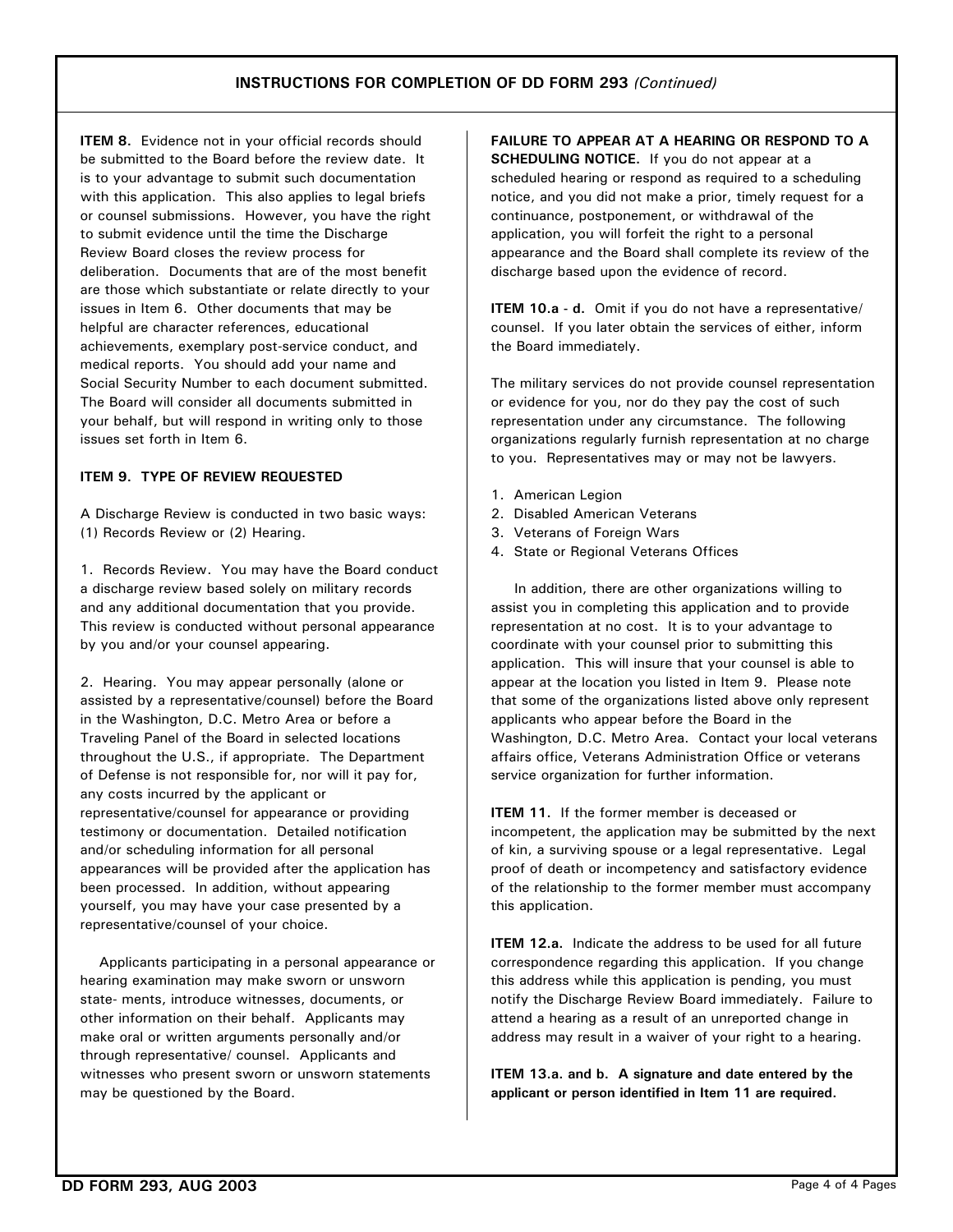## INSTRUCTIONS FOR COMPLETION OF DD FORM 293 *(Continued)*

**ITEM 8.** Evidence not in your official records should be submitted to the Board before the review date. It is to your advantage to submit such documentation with this application. This also applies to legal briefs or counsel submissions. However, you have the right to submit evidence until the time the Discharge Review Board closes the review process for deliberation. Documents that are of the most benefit are those which substantiate or relate directly to your issues in Item 6. Other documents that may be helpful are character references, educational achievements, exemplary post-service conduct, and medical reports. You should add your name and Social Security Number to each document submitted. The Board will consider all documents submitted in your behalf, but will respond in writing only to those issues set forth in Item 6.

**ITEM 9. TYPE OF REVIEW REQUESTED**

A Discharge Review is conducted in two basic ways: (1) Records Review or (2) Hearing.

1. Records Review. You may have the Board conduct a discharge review based solely on military records and any additional documentation that you provide. This review is conducted without personal appearance by you and/or your counsel appearing.

2. Hearing. You may appear personally (alone or assisted by a representative/counsel) before the Board in the Washington, D.C. Metro Area or before a Traveling Panel of the Board in selected locations throughout the U.S., if appropriate. The Department of Defense is not responsible for, nor will it pay for, any costs incurred by the applicant or representative/counsel for appearance or providing testimony or documentation. Detailed notification and/or scheduling information for all personal appearances will be provided after the application has been processed. In addition, without appearing yourself, you may have your case presented by a representative/counsel of your choice.

Applicants participating in a personal appearance or hearing examination may make sworn or unsworn state- ments, introduce witnesses, documents, or other information on their behalf. Applicants may make oral or written arguments personally and/or through representative/ counsel. Applicants and witnesses who present sworn or unsworn statements may be questioned by the Board.

**FAILURE TO APPEAR AT A HEARING OR RESPOND TO A SCHEDULING NOTICE.** If you do not appear at a scheduled hearing or respond as required to a scheduling notice, and you did not make a prior, timely request for a continuance, postponement, or withdrawal of the application, you will forfeit the right to a personal appearance and the Board shall complete its review of the discharge based upon the evidence of record.

**ITEM 10.a - d.** Omit if you do not have a representative/ counsel. If you later obtain the services of either, inform the Board immediately.

The military services do not provide counsel representation or evidence for you, nor do they pay the cost of such representation under any circumstance. The following organizations regularly furnish representation at no charge to you. Representatives may or may not be lawyers.

1. American Legion
2. Disabled American Veterans
3. Veterans of Foreign Wars
4. State or Regional Veterans Offices

In addition, there are other organizations willing to assist you in completing this application and to provide representation at no cost. It is to your advantage to coordinate with your counsel prior to submitting this application. This will insure that your counsel is able to appear at the location you listed in Item 9. Please note that some of the organizations listed above only represent applicants who appear before the Board in the Washington, D.C. Metro Area. Contact your local veterans affairs office, Veterans Administration Office or veterans service organization for further information.

**ITEM 11.** If the former member is deceased or incompetent, the application may be submitted by the next of kin, a surviving spouse or a legal representative. Legal proof of death or incompetency and satisfactory evidence of the relationship to the former member must accompany this application.

**ITEM 12.a.** Indicate the address to be used for all future correspondence regarding this application. If you change this address while this application is pending, you must notify the Discharge Review Board immediately. Failure to attend a hearing as a result of an unreported change in address may result in a waiver of your right to a hearing.

**ITEM 13.a. and b. A signature and date entered by the applicant or person identified in Item 11 are required.**

**DD FORM 293, AUG 2003**